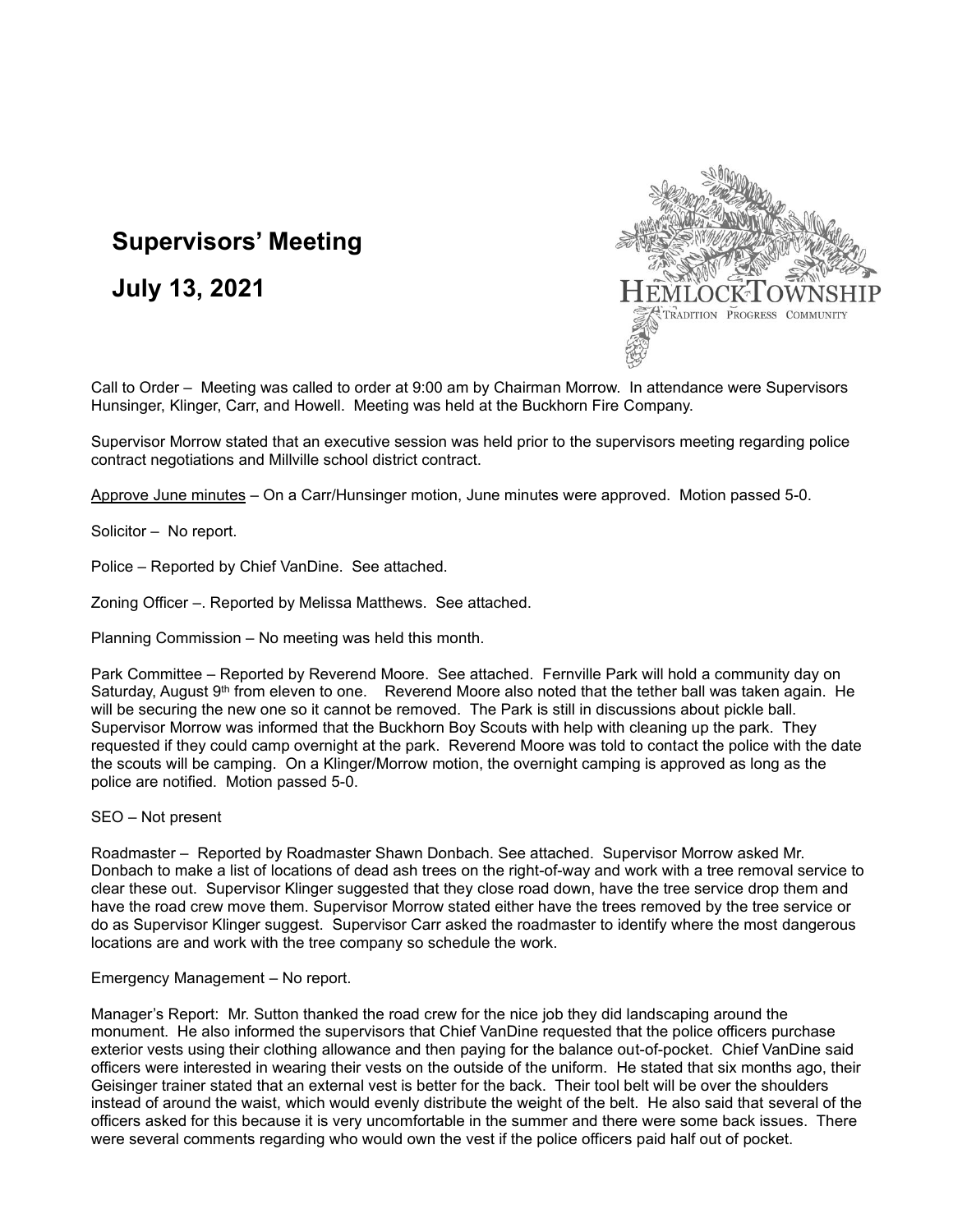# Supervisors' Meeting

## July 13, 2021

HEMLOCK TOWNSHIP
TRADITION PROGRESS COMMUNITY

Call to Order – Meeting was called to order at 9:00 am by Chairman Morrow. In attendance were Supervisors Hunsinger, Klinger, Carr, and Howell. Meeting was held at the Buckhorn Fire Company.

Supervisor Morrow stated that an executive session was held prior to the supervisors meeting regarding police contract negotiations and Millville school district contract.

<u>Approve June minutes</u> – On a Carr/Hunsinger motion, June minutes were approved. Motion passed 5-0.

Solicitor – No report.

Police – Reported by Chief VanDine. See attached.

Zoning Officer –. Reported by Melissa Matthews. See attached.

Planning Commission – No meeting was held this month.

Park Committee – Reported by Reverend Moore. See attached. Fernville Park will hold a community day on Saturday, August 9th from eleven to one. Reverend Moore also noted that the tether ball was taken again. He will be securing the new one so it cannot be removed. The Park is still in discussions about pickle ball. Supervisor Morrow was informed that the Buckhorn Boy Scouts with help with cleaning up the park. They requested if they could camp overnight at the park. Reverend Moore was told to contact the police with the date the scouts will be camping. On a Klinger/Morrow motion, the overnight camping is approved as long as the police are notified. Motion passed 5-0.

SEO – Not present

Roadmaster – Reported by Roadmaster Shawn Donbach. See attached. Supervisor Morrow asked Mr. Donbach to make a list of locations of dead ash trees on the right-of-way and work with a tree removal service to clear these out. Supervisor Klinger suggested that they close road down, have the tree service drop them and have the road crew move them. Supervisor Morrow stated either have the trees removed by the tree service or do as Supervisor Klinger suggest. Supervisor Carr asked the roadmaster to identify where the most dangerous locations are and work with the tree company so schedule the work.

Emergency Management – No report.

Manager's Report: Mr. Sutton thanked the road crew for the nice job they did landscaping around the monument. He also informed the supervisors that Chief VanDine requested that the police officers purchase exterior vests using their clothing allowance and then paying for the balance out-of-pocket. Chief VanDine said officers were interested in wearing their vests on the outside of the uniform. He stated that six months ago, their Geisinger trainer stated that an external vest is better for the back. Their tool belt will be over the shoulders instead of around the waist, which would evenly distribute the weight of the belt. He also said that several of the officers asked for this because it is very uncomfortable in the summer and there were some back issues. There were several comments regarding who would own the vest if the police officers paid half out of pocket.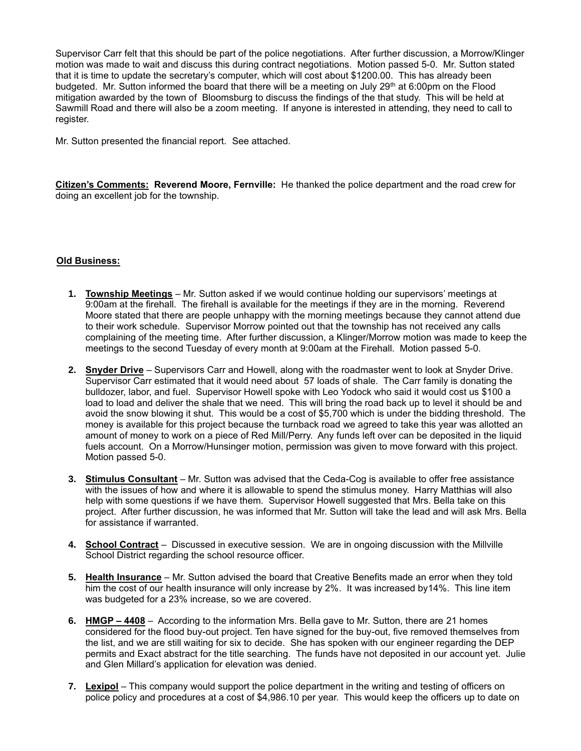Supervisor Carr felt that this should be part of the police negotiations. After further discussion, a Morrow/Klinger motion was made to wait and discuss this during contract negotiations. Motion passed 5-0. Mr. Sutton stated that it is time to update the secretary's computer, which will cost about $1200.00. This has already been budgeted. Mr. Sutton informed the board that there will be a meeting on July 29th at 6:00pm on the Flood mitigation awarded by the town of Bloomsburg to discuss the findings of the that study. This will be held at Sawmill Road and there will also be a zoom meeting. If anyone is interested in attending, they need to call to register.

Mr. Sutton presented the financial report. See attached.

**Citizen's Comments: Reverend Moore, Fernville:** He thanked the police department and the road crew for doing an excellent job for the township.

**Old Business:**

1. **Township Meetings** – Mr. Sutton asked if we would continue holding our supervisors' meetings at 9:00am at the firehall. The firehall is available for the meetings if they are in the morning. Reverend Moore stated that there are people unhappy with the morning meetings because they cannot attend due to their work schedule. Supervisor Morrow pointed out that the township has not received any calls complaining of the meeting time. After further discussion, a Klinger/Morrow motion was made to keep the meetings to the second Tuesday of every month at 9:00am at the Firehall. Motion passed 5-0.

2. **Snyder Drive** – Supervisors Carr and Howell, along with the roadmaster went to look at Snyder Drive. Supervisor Carr estimated that it would need about 57 loads of shale. The Carr family is donating the bulldozer, labor, and fuel. Supervisor Howell spoke with Leo Yodock who said it would cost us $100 a load to load and deliver the shale that we need. This will bring the road back up to level it should be and avoid the snow blowing it shut. This would be a cost of $5,700 which is under the bidding threshold. The money is available for this project because the turnback road we agreed to take this year was allotted an amount of money to work on a piece of Red Mill/Perry. Any funds left over can be deposited in the liquid fuels account. On a Morrow/Hunsinger motion, permission was given to move forward with this project. Motion passed 5-0.

3. **Stimulus Consultant** – Mr. Sutton was advised that the Ceda-Cog is available to offer free assistance with the issues of how and where it is allowable to spend the stimulus money. Harry Matthias will also help with some questions if we have them. Supervisor Howell suggested that Mrs. Bella take on this project. After further discussion, he was informed that Mr. Sutton will take the lead and will ask Mrs. Bella for assistance if warranted.

4. **School Contract** – Discussed in executive session. We are in ongoing discussion with the Millville School District regarding the school resource officer.

5. **Health Insurance** – Mr. Sutton advised the board that Creative Benefits made an error when they told him the cost of our health insurance will only increase by 2%. It was increased by14%. This line item was budgeted for a 23% increase, so we are covered.

6. **HMGP – 4408** – According to the information Mrs. Bella gave to Mr. Sutton, there are 21 homes considered for the flood buy-out project. Ten have signed for the buy-out, five removed themselves from the list, and we are still waiting for six to decide. She has spoken with our engineer regarding the DEP permits and Exact abstract for the title searching. The funds have not deposited in our account yet. Julie and Glen Millard's application for elevation was denied.

7. **Lexipol** – This company would support the police department in the writing and testing of officers on police policy and procedures at a cost of $4,986.10 per year. This would keep the officers up to date on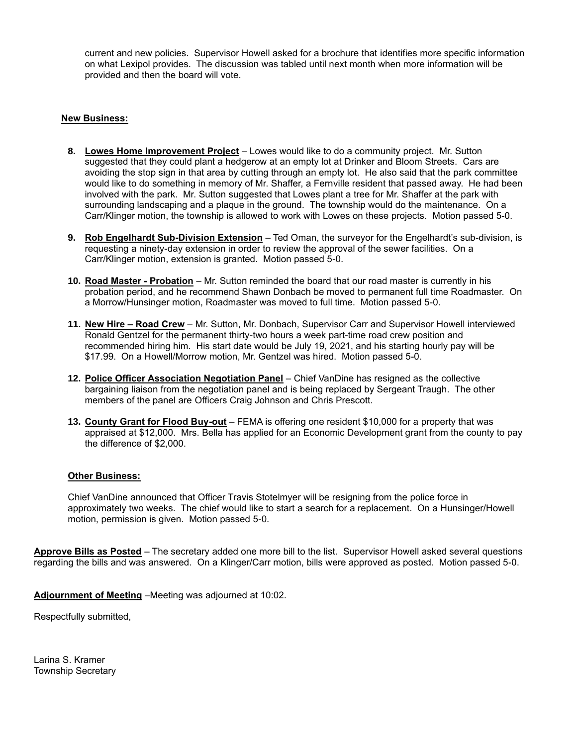current and new policies. Supervisor Howell asked for a brochure that identifies more specific information on what Lexipol provides. The discussion was tabled until next month when more information will be provided and then the board will vote.

**New Business:**

8. **Lowes Home Improvement Project** – Lowes would like to do a community project. Mr. Sutton suggested that they could plant a hedgerow at an empty lot at Drinker and Bloom Streets. Cars are avoiding the stop sign in that area by cutting through an empty lot. He also said that the park committee would like to do something in memory of Mr. Shaffer, a Fernville resident that passed away. He had been involved with the park. Mr. Sutton suggested that Lowes plant a tree for Mr. Shaffer at the park with surrounding landscaping and a plaque in the ground. The township would do the maintenance. On a Carr/Klinger motion, the township is allowed to work with Lowes on these projects. Motion passed 5-0.

9. **Rob Engelhardt Sub-Division Extension** – Ted Oman, the surveyor for the Engelhardt's sub-division, is requesting a ninety-day extension in order to review the approval of the sewer facilities. On a Carr/Klinger motion, extension is granted. Motion passed 5-0.

10. **Road Master - Probation** – Mr. Sutton reminded the board that our road master is currently in his probation period, and he recommend Shawn Donbach be moved to permanent full time Roadmaster. On a Morrow/Hunsinger motion, Roadmaster was moved to full time. Motion passed 5-0.

11. **New Hire – Road Crew** – Mr. Sutton, Mr. Donbach, Supervisor Carr and Supervisor Howell interviewed Ronald Gentzel for the permanent thirty-two hours a week part-time road crew position and recommended hiring him. His start date would be July 19, 2021, and his starting hourly pay will be $17.99. On a Howell/Morrow motion, Mr. Gentzel was hired. Motion passed 5-0.

12. **Police Officer Association Negotiation Panel** – Chief VanDine has resigned as the collective bargaining liaison from the negotiation panel and is being replaced by Sergeant Traugh. The other members of the panel are Officers Craig Johnson and Chris Prescott.

13. **County Grant for Flood Buy-out** – FEMA is offering one resident $10,000 for a property that was appraised at $12,000. Mrs. Bella has applied for an Economic Development grant from the county to pay the difference of $2,000.

**Other Business:**

Chief VanDine announced that Officer Travis Stotelmyer will be resigning from the police force in approximately two weeks. The chief would like to start a search for a replacement. On a Hunsinger/Howell motion, permission is given. Motion passed 5-0.

**Approve Bills as Posted** – The secretary added one more bill to the list. Supervisor Howell asked several questions regarding the bills and was answered. On a Klinger/Carr motion, bills were approved as posted. Motion passed 5-0.

**Adjournment of Meeting** –Meeting was adjourned at 10:02.

Respectfully submitted,

Larina S. Kramer
Township Secretary